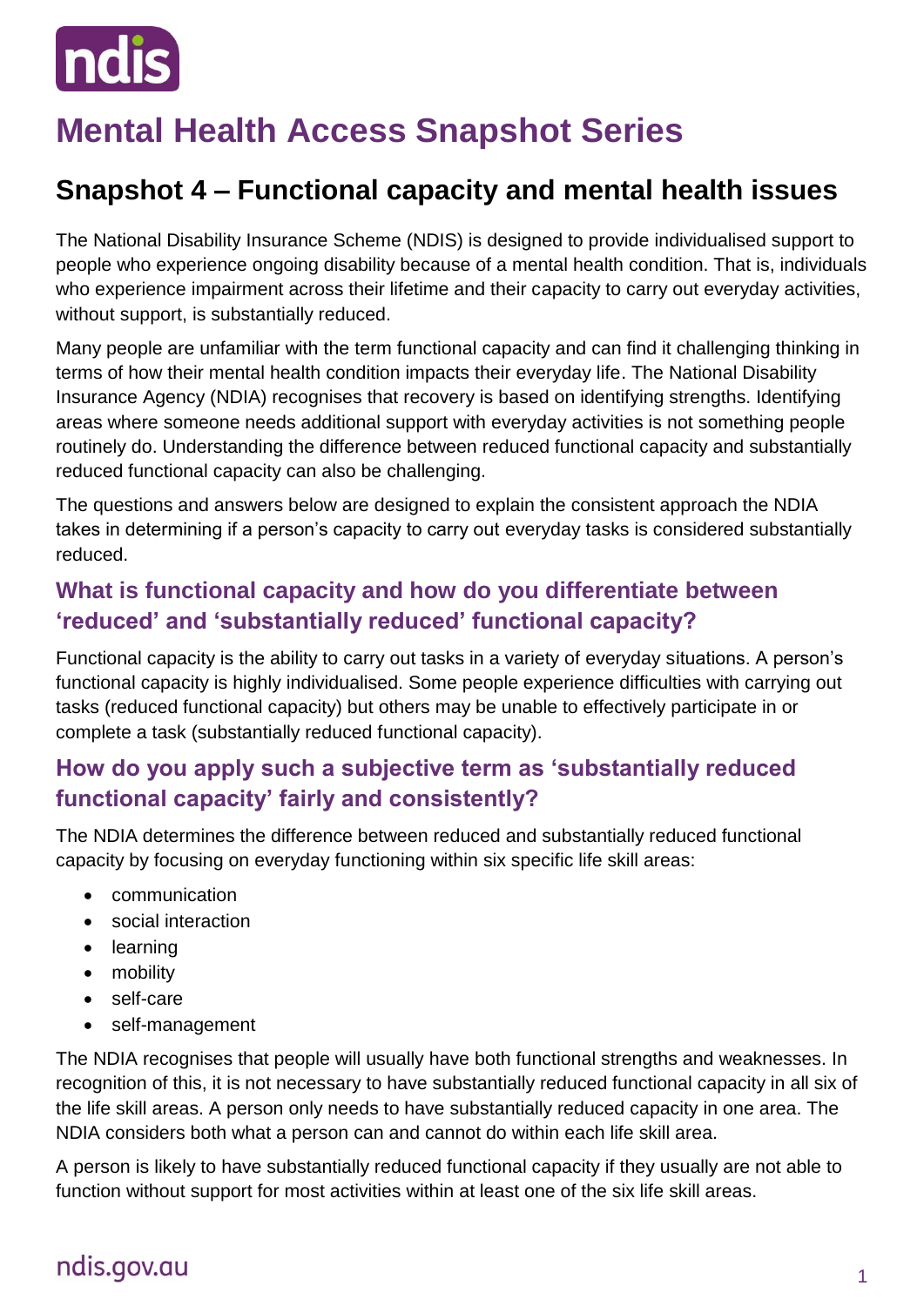# Mental Health Access Snapshot Series

## Snapshot 4 – Functional capacity and mental health issues

The National Disability Insurance Scheme (NDIS) is designed to provide individualised support to people who experience ongoing disability because of a mental health condition. That is, individuals who experience impairment across their lifetime and their capacity to carry out everyday activities, without support, is substantially reduced.

Many people are unfamiliar with the term functional capacity and can find it challenging thinking in terms of how their mental health condition impacts their everyday life. The National Disability Insurance Agency (NDIA) recognises that recovery is based on identifying strengths. Identifying areas where someone needs additional support with everyday activities is not something people routinely do. Understanding the difference between reduced functional capacity and substantially reduced functional capacity can also be challenging.

The questions and answers below are designed to explain the consistent approach the NDIA takes in determining if a person's capacity to carry out everyday tasks is considered substantially reduced.

### What is functional capacity and how do you differentiate between 'reduced' and 'substantially reduced' functional capacity?

Functional capacity is the ability to carry out tasks in a variety of everyday situations. A person's functional capacity is highly individualised. Some people experience difficulties with carrying out tasks (reduced functional capacity) but others may be unable to effectively participate in or complete a task (substantially reduced functional capacity).

### How do you apply such a subjective term as 'substantially reduced functional capacity' fairly and consistently?

The NDIA determines the difference between reduced and substantially reduced functional capacity by focusing on everyday functioning within six specific life skill areas:

- communication
- social interaction
- learning
- mobility
- self-care
- self-management

The NDIA recognises that people will usually have both functional strengths and weaknesses. In recognition of this, it is not necessary to have substantially reduced functional capacity in all six of the life skill areas. A person only needs to have substantially reduced capacity in one area. The NDIA considers both what a person can and cannot do within each life skill area.

A person is likely to have substantially reduced functional capacity if they usually are not able to function without support for most activities within at least one of the six life skill areas.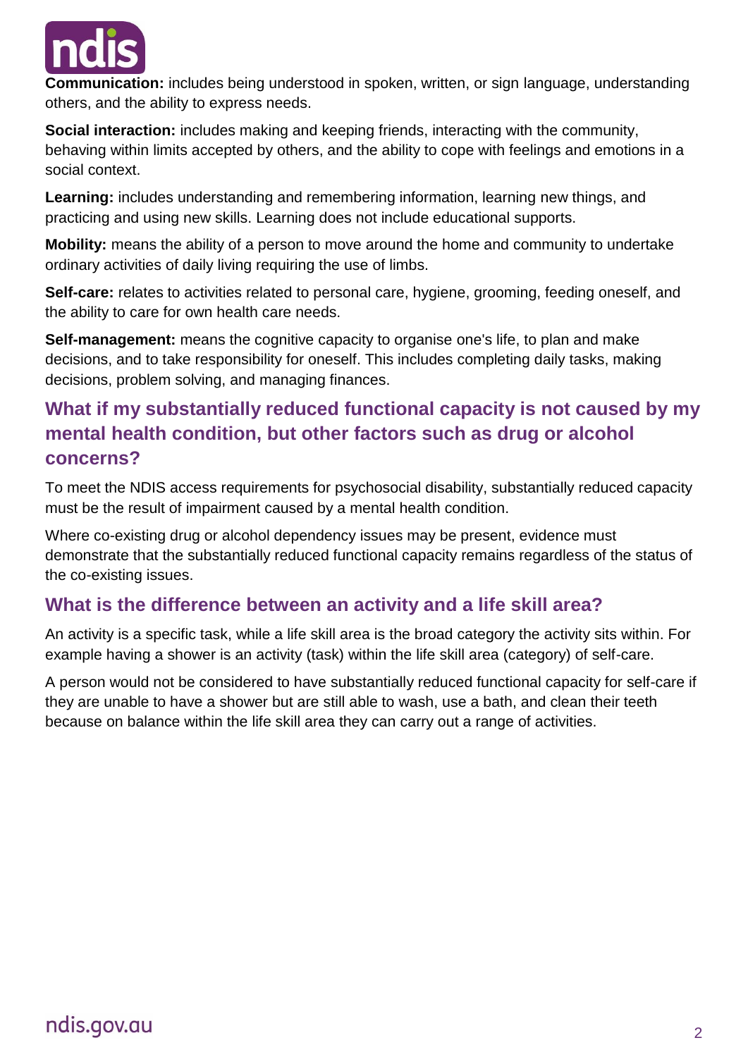**Communication:** includes being understood in spoken, written, or sign language, understanding others, and the ability to express needs.

**Social interaction:** includes making and keeping friends, interacting with the community, behaving within limits accepted by others, and the ability to cope with feelings and emotions in a social context.

**Learning:** includes understanding and remembering information, learning new things, and practicing and using new skills. Learning does not include educational supports.

**Mobility:** means the ability of a person to move around the home and community to undertake ordinary activities of daily living requiring the use of limbs.

**Self-care:** relates to activities related to personal care, hygiene, grooming, feeding oneself, and the ability to care for own health care needs.

**Self-management:** means the cognitive capacity to organise one's life, to plan and make decisions, and to take responsibility for oneself. This includes completing daily tasks, making decisions, problem solving, and managing finances.

## What if my substantially reduced functional capacity is not caused by my mental health condition, but other factors such as drug or alcohol concerns?

To meet the NDIS access requirements for psychosocial disability, substantially reduced capacity must be the result of impairment caused by a mental health condition.

Where co-existing drug or alcohol dependency issues may be present, evidence must demonstrate that the substantially reduced functional capacity remains regardless of the status of the co-existing issues.

## What is the difference between an activity and a life skill area?

An activity is a specific task, while a life skill area is the broad category the activity sits within. For example having a shower is an activity (task) within the life skill area (category) of self-care.

A person would not be considered to have substantially reduced functional capacity for self-care if they are unable to have a shower but are still able to wash, use a bath, and clean their teeth because on balance within the life skill area they can carry out a range of activities.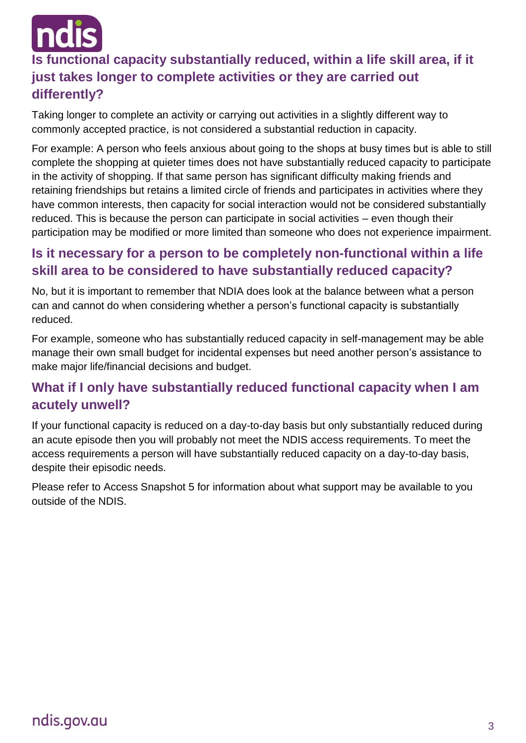## Is functional capacity substantially reduced, within a life skill area, if it just takes longer to complete activities or they are carried out differently?

Taking longer to complete an activity or carrying out activities in a slightly different way to commonly accepted practice, is not considered a substantial reduction in capacity.

For example: A person who feels anxious about going to the shops at busy times but is able to still complete the shopping at quieter times does not have substantially reduced capacity to participate in the activity of shopping. If that same person has significant difficulty making friends and retaining friendships but retains a limited circle of friends and participates in activities where they have common interests, then capacity for social interaction would not be considered substantially reduced. This is because the person can participate in social activities – even though their participation may be modified or more limited than someone who does not experience impairment.

## Is it necessary for a person to be completely non-functional within a life skill area to be considered to have substantially reduced capacity?

No, but it is important to remember that NDIA does look at the balance between what a person can and cannot do when considering whether a person's functional capacity is substantially reduced.

For example, someone who has substantially reduced capacity in self-management may be able manage their own small budget for incidental expenses but need another person's assistance to make major life/financial decisions and budget.

## What if I only have substantially reduced functional capacity when I am acutely unwell?

If your functional capacity is reduced on a day-to-day basis but only substantially reduced during an acute episode then you will probably not meet the NDIS access requirements. To meet the access requirements a person will have substantially reduced capacity on a day-to-day basis, despite their episodic needs.

Please refer to Access Snapshot 5 for information about what support may be available to you outside of the NDIS.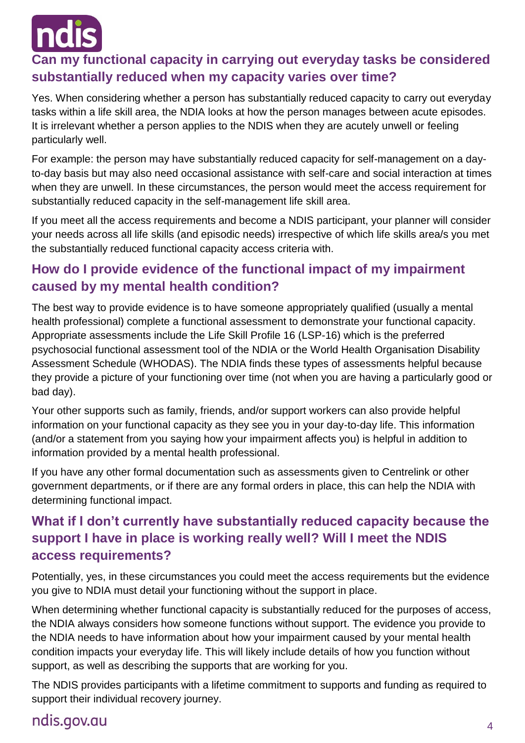## Can my functional capacity in carrying out everyday tasks be considered substantially reduced when my capacity varies over time?

Yes. When considering whether a person has substantially reduced capacity to carry out everyday tasks within a life skill area, the NDIA looks at how the person manages between acute episodes. It is irrelevant whether a person applies to the NDIS when they are acutely unwell or feeling particularly well.

For example: the person may have substantially reduced capacity for self-management on a day-to-day basis but may also need occasional assistance with self-care and social interaction at times when they are unwell. In these circumstances, the person would meet the access requirement for substantially reduced capacity in the self-management life skill area.

If you meet all the access requirements and become a NDIS participant, your planner will consider your needs across all life skills (and episodic needs) irrespective of which life skills area/s you met the substantially reduced functional capacity access criteria with.

## How do I provide evidence of the functional impact of my impairment caused by my mental health condition?

The best way to provide evidence is to have someone appropriately qualified (usually a mental health professional) complete a functional assessment to demonstrate your functional capacity. Appropriate assessments include the Life Skill Profile 16 (LSP-16) which is the preferred psychosocial functional assessment tool of the NDIA or the World Health Organisation Disability Assessment Schedule (WHODAS). The NDIA finds these types of assessments helpful because they provide a picture of your functioning over time (not when you are having a particularly good or bad day).

Your other supports such as family, friends, and/or support workers can also provide helpful information on your functional capacity as they see you in your day-to-day life. This information (and/or a statement from you saying how your impairment affects you) is helpful in addition to information provided by a mental health professional.

If you have any other formal documentation such as assessments given to Centrelink or other government departments, or if there are any formal orders in place, this can help the NDIA with determining functional impact.

## What if I don't currently have substantially reduced capacity because the support I have in place is working really well? Will I meet the NDIS access requirements?

Potentially, yes, in these circumstances you could meet the access requirements but the evidence you give to NDIA must detail your functioning without the support in place.

When determining whether functional capacity is substantially reduced for the purposes of access, the NDIA always considers how someone functions without support. The evidence you provide to the NDIA needs to have information about how your impairment caused by your mental health condition impacts your everyday life. This will likely include details of how you function without support, as well as describing the supports that are working for you.

The NDIS provides participants with a lifetime commitment to supports and funding as required to support their individual recovery journey.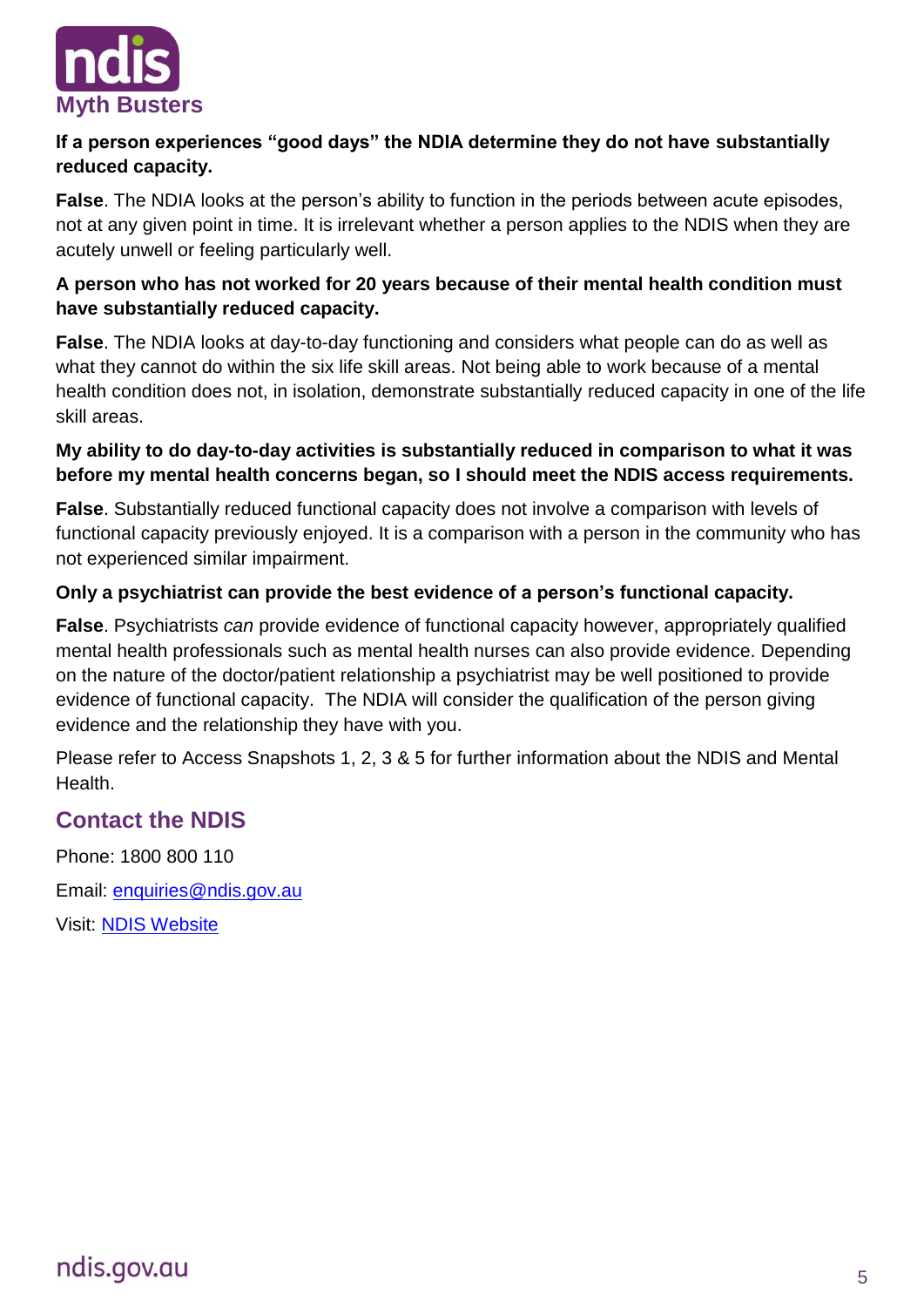**Myth Busters**

**If a person experiences "good days" the NDIA determine they do not have substantially reduced capacity.**

**False**. The NDIA looks at the person's ability to function in the periods between acute episodes, not at any given point in time. It is irrelevant whether a person applies to the NDIS when they are acutely unwell or feeling particularly well.

**A person who has not worked for 20 years because of their mental health condition must have substantially reduced capacity.**

**False**. The NDIA looks at day-to-day functioning and considers what people can do as well as what they cannot do within the six life skill areas. Not being able to work because of a mental health condition does not, in isolation, demonstrate substantially reduced capacity in one of the life skill areas.

**My ability to do day-to-day activities is substantially reduced in comparison to what it was before my mental health concerns began, so I should meet the NDIS access requirements.**

**False**. Substantially reduced functional capacity does not involve a comparison with levels of functional capacity previously enjoyed. It is a comparison with a person in the community who has not experienced similar impairment.

**Only a psychiatrist can provide the best evidence of a person's functional capacity.**

**False**. Psychiatrists *can* provide evidence of functional capacity however, appropriately qualified mental health professionals such as mental health nurses can also provide evidence. Depending on the nature of the doctor/patient relationship a psychiatrist may be well positioned to provide evidence of functional capacity. The NDIA will consider the qualification of the person giving evidence and the relationship they have with you.

Please refer to Access Snapshots 1, 2, 3 & 5 for further information about the NDIS and Mental Health.

## Contact the NDIS

Phone: 1800 800 110

Email: [enquiries@ndis.gov.au](mailto:enquiries@ndis.gov.au)

Visit: NDIS Website